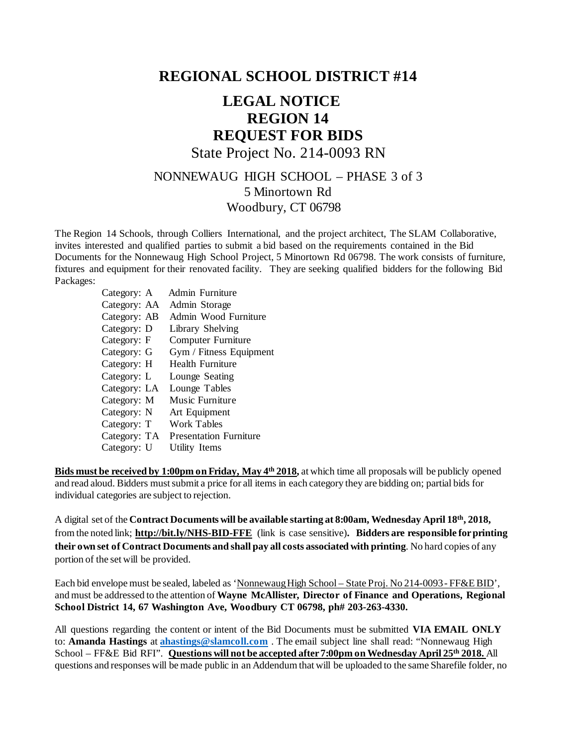# REGIONAL SCHOOL DISTRICT #14

## LEGAL NOTICE
## REGION 14
## REQUEST FOR BIDS

State Project No. 214-0093 RN

NONNEWAUG HIGH SCHOOL – PHASE 3 of 3
5 Minortown Rd
Woodbury, CT 06798

The Region 14 Schools, through Colliers International, and the project architect, The SLAM Collaborative, invites interested and qualified parties to submit a bid based on the requirements contained in the Bid Documents for the Nonnewaug High School Project, 5 Minortown Rd 06798. The work consists of furniture, fixtures and equipment for their renovated facility. They are seeking qualified bidders for the following Bid Packages:

| Category | Description |
|---|---|
| Category: A | Admin Furniture |
| Category: AA | Admin Storage |
| Category: AB | Admin Wood Furniture |
| Category: D | Library Shelving |
| Category: F | Computer Furniture |
| Category: G | Gym / Fitness Equipment |
| Category: H | Health Furniture |
| Category: L | Lounge Seating |
| Category: LA | Lounge Tables |
| Category: M | Music Furniture |
| Category: N | Art Equipment |
| Category: T | Work Tables |
| Category: TA | Presentation Furniture |
| Category: U | Utility Items |

**Bids must be received by 1:00pm on Friday, May 4th 2018,** at which time all proposals will be publicly opened and read aloud. Bidders must submit a price for all items in each category they are bidding on; partial bids for individual categories are subject to rejection.

A digital set of the **Contract Documents will be available starting at 8:00am, Wednesday April 18th, 2018,** from the noted link; **http://bit.ly/NHS-BID-FFE** (link is case sensitive). **Bidders are responsible for printing their own set of Contract Documents and shall pay all costs associated with printing**. No hard copies of any portion of the set will be provided.

Each bid envelope must be sealed, labeled as 'Nonnewaug High School – State Proj. No 214-0093 - FF&E BID', and must be addressed to the attention of **Wayne McAllister, Director of Finance and Operations, Regional School District 14, 67 Washington Ave, Woodbury CT 06798, ph# 203-263-4330.**

All questions regarding the content or intent of the Bid Documents must be submitted **VIA EMAIL ONLY** to: **Amanda Hastings** at **ahastings@slamcoll.com** . The email subject line shall read: "Nonnewaug High School – FF&E Bid RFI". **Questions will not be accepted after 7:00pm on Wednesday April 25th 2018.** All questions and responses will be made public in an Addendum that will be uploaded to the same Sharefile folder, no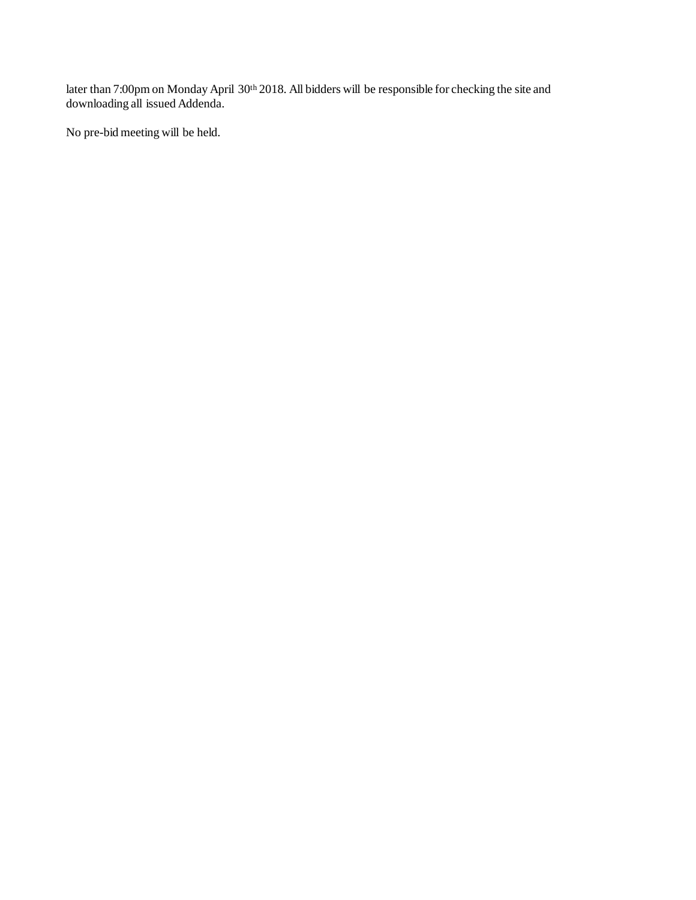later than 7:00pm on Monday April 30th 2018. All bidders will be responsible for checking the site and downloading all issued Addenda.

No pre-bid meeting will be held.